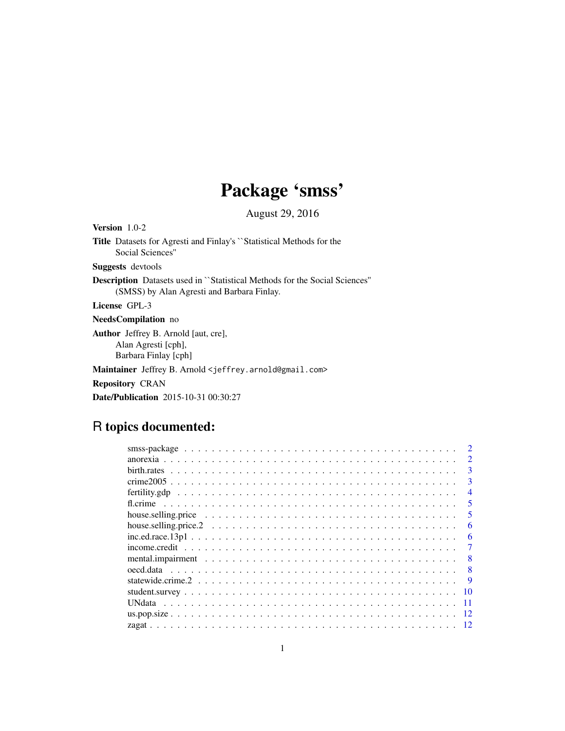# Package 'smss'

August 29, 2016

**Version** 1.0-2

**Title** Datasets for Agresti and Finlay's ``Statistical Methods for the Social Sciences''

**Suggests** devtools

**Description** Datasets used in ``Statistical Methods for the Social Sciences'' (SMSS) by Alan Agresti and Barbara Finlay.

**License** GPL-3

**NeedsCompilation** no

**Author** Jeffrey B. Arnold [aut, cre], Alan Agresti [cph], Barbara Finlay [cph]

**Maintainer** Jeffrey B. Arnold <jeffrey.arnold@gmail.com>

**Repository** CRAN

**Date/Publication** 2015-10-31 00:30:27

## R topics documented:

| | |
|---|---|
| smss-package | 2 |
| anorexia | 2 |
| birth.rates | 3 |
| crime2005 | 3 |
| fertility.gdp | 4 |
| fl.crime | 5 |
| house.selling.price | 5 |
| house.selling.price.2 | 6 |
| inc.ed.race.13p1 | 6 |
| income.credit | 7 |
| mental.impairment | 8 |
| oecd.data | 8 |
| statewide.crime.2 | 9 |
| student.survey | 10 |
| UNdata | 11 |
| us.pop.size | 12 |
| zagat | 12 |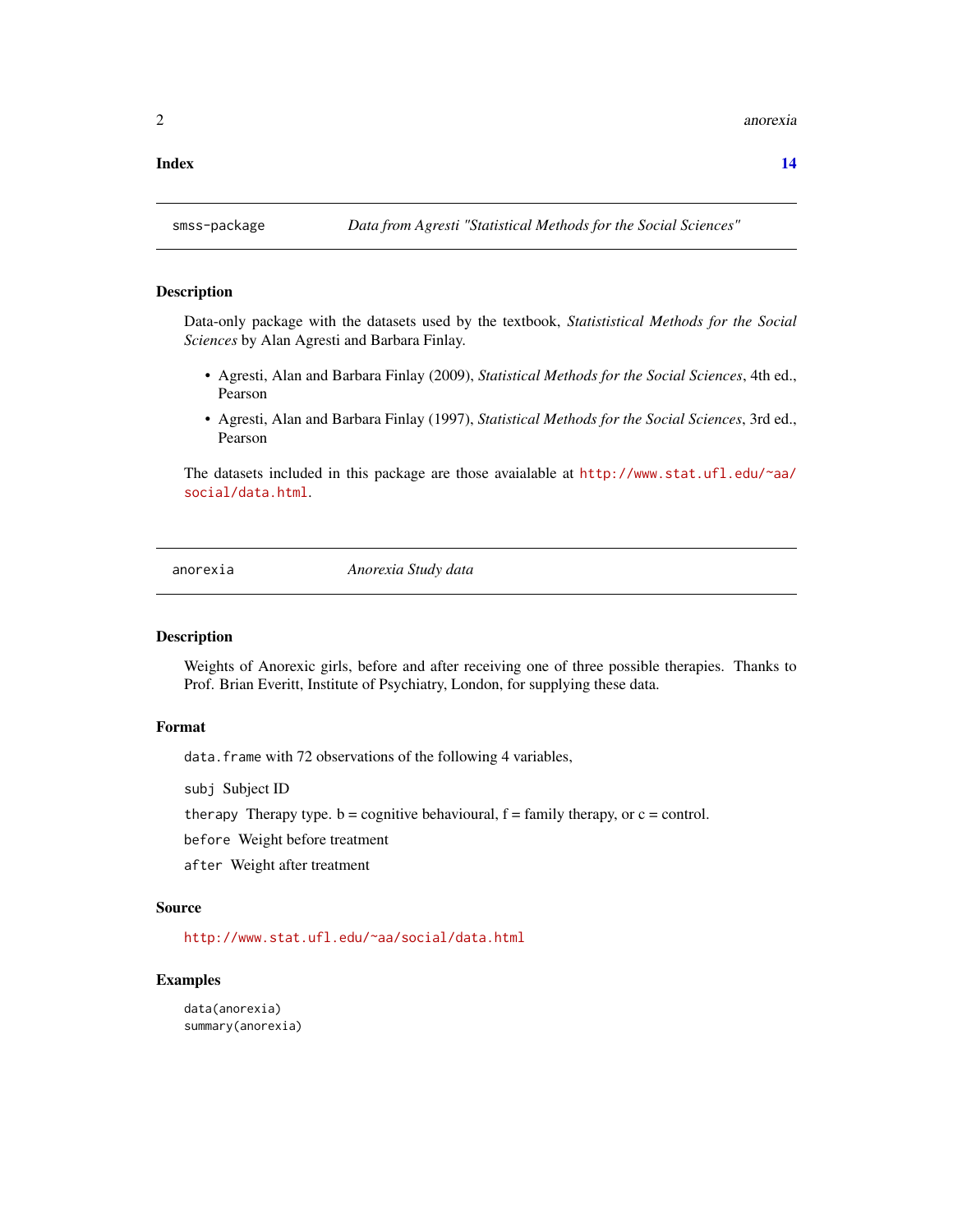**Index** **14**

---

`smss-package` *Data from Agresti "Statistical Methods for the Social Sciences"*

---

## Description

Data-only package with the datasets used by the textbook, *Statististical Methods for the Social Sciences* by Alan Agresti and Barbara Finlay.

- Agresti, Alan and Barbara Finlay (2009), *Statistical Methods for the Social Sciences*, 4th ed., Pearson
- Agresti, Alan and Barbara Finlay (1997), *Statistical Methods for the Social Sciences*, 3rd ed., Pearson

The datasets included in this package are those avaialable at http://www.stat.ufl.edu/~aa/social/data.html.

---

`anorexia` *Anorexia Study data*

---

## Description

Weights of Anorexic girls, before and after receiving one of three possible therapies. Thanks to Prof. Brian Everitt, Institute of Psychiatry, London, for supplying these data.

## Format

`data.frame` with 72 observations of the following 4 variables,

`subj` Subject ID

`therapy` Therapy type. b = cognitive behavioural, f = family therapy, or c = control.

`before` Weight before treatment

`after` Weight after treatment

## Source

http://www.stat.ufl.edu/~aa/social/data.html

## Examples

```
data(anorexia)
summary(anorexia)
```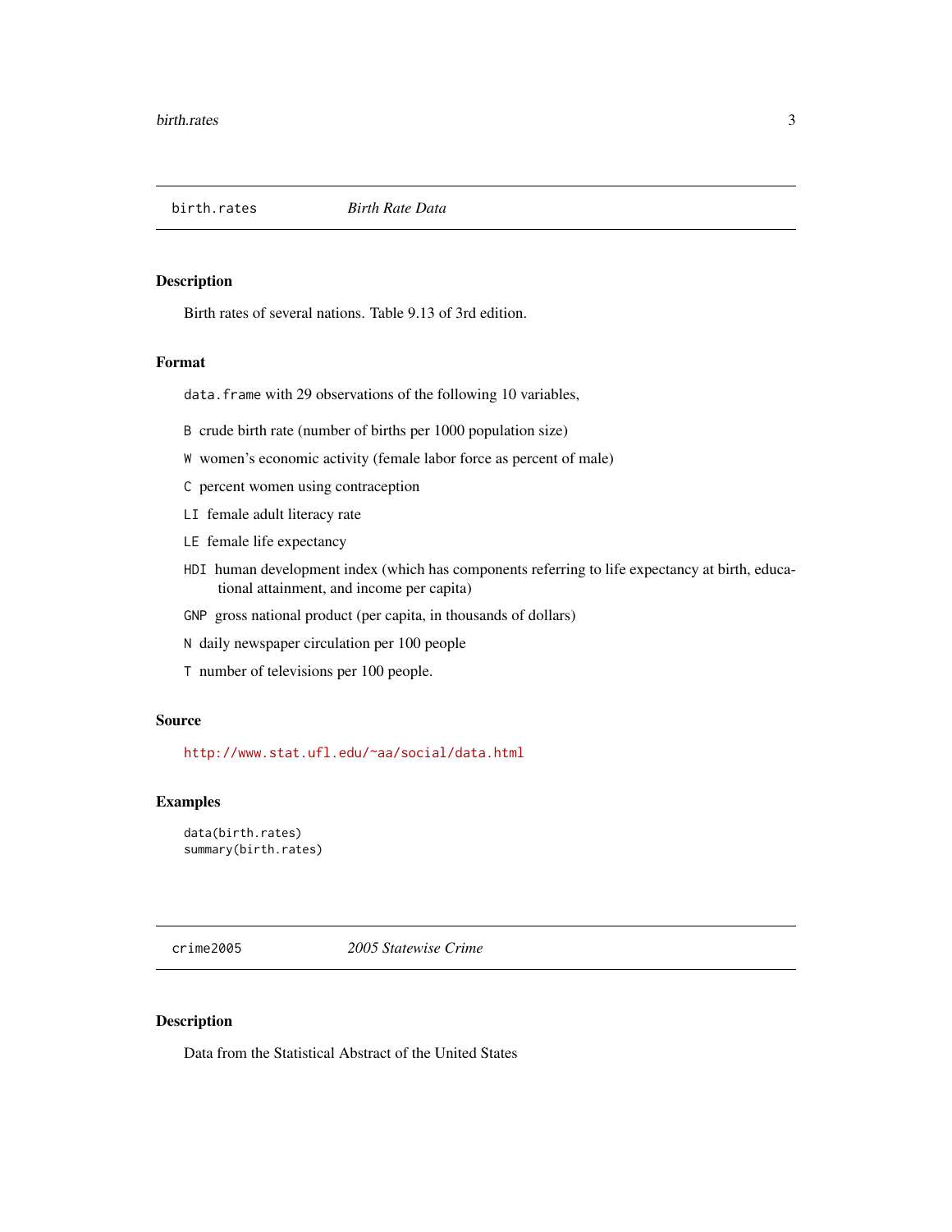## birth.rates    *Birth Rate Data*

### Description

Birth rates of several nations. Table 9.13 of 3rd edition.

### Format

`data.frame` with 29 observations of the following 10 variables,

- `B` crude birth rate (number of births per 1000 population size)
- `W` women's economic activity (female labor force as percent of male)
- `C` percent women using contraception
- `LI` female adult literacy rate
- `LE` female life expectancy
- `HDI` human development index (which has components referring to life expectancy at birth, educational attainment, and income per capita)
- `GNP` gross national product (per capita, in thousands of dollars)
- `N` daily newspaper circulation per 100 people
- `T` number of televisions per 100 people.

### Source

http://www.stat.ufl.edu/~aa/social/data.html

### Examples

```
data(birth.rates)
summary(birth.rates)
```

## crime2005    *2005 Statewise Crime*

### Description

Data from the Statistical Abstract of the United States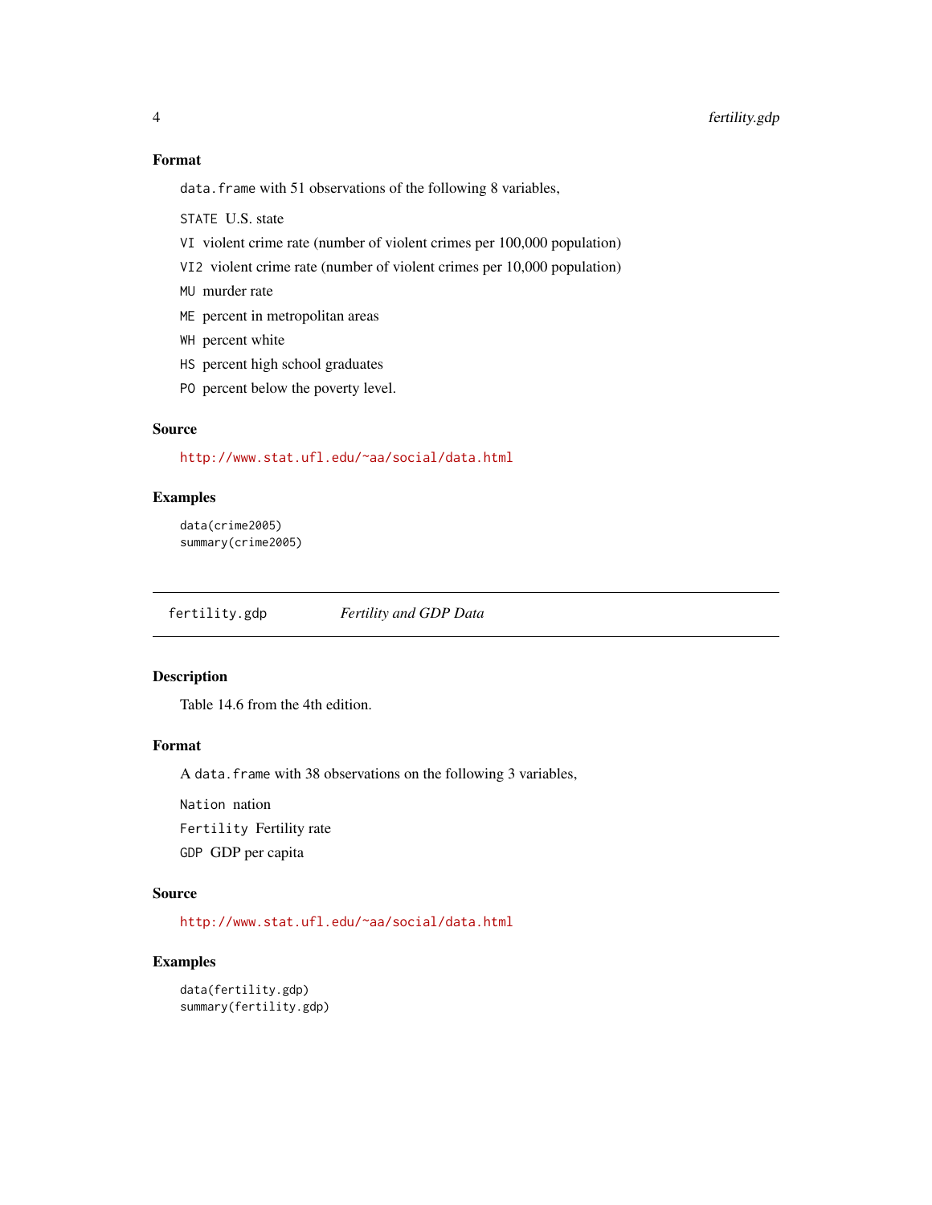### Format

`data.frame` with 51 observations of the following 8 variables,

- `STATE` U.S. state
- `VI` violent crime rate (number of violent crimes per 100,000 population)
- `VI2` violent crime rate (number of violent crimes per 10,000 population)
- `MU` murder rate
- `ME` percent in metropolitan areas
- `WH` percent white
- `HS` percent high school graduates
- `PO` percent below the poverty level.

### Source

http://www.stat.ufl.edu/~aa/social/data.html

### Examples

```
data(crime2005)
summary(crime2005)
```

---

## fertility.gdp *Fertility and GDP Data*

---

### Description

Table 14.6 from the 4th edition.

### Format

A `data.frame` with 38 observations on the following 3 variables,

- `Nation` nation
- `Fertility` Fertility rate
- `GDP` GDP per capita

### Source

http://www.stat.ufl.edu/~aa/social/data.html

### Examples

```
data(fertility.gdp)
summary(fertility.gdp)
```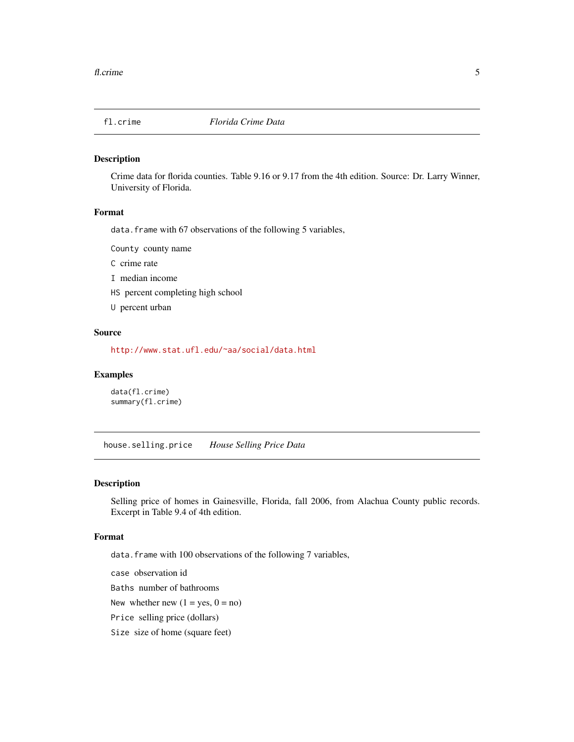## fl.crime — *Florida Crime Data*

### Description

Crime data for florida counties. Table 9.16 or 9.17 from the 4th edition. Source: Dr. Larry Winner, University of Florida.

### Format

`data.frame` with 67 observations of the following 5 variables,

- `County` county name
- `C` crime rate
- `I` median income
- `HS` percent completing high school
- `U` percent urban

### Source

http://www.stat.ufl.edu/~aa/social/data.html

### Examples

```
data(fl.crime)
summary(fl.crime)
```

## house.selling.price — *House Selling Price Data*

### Description

Selling price of homes in Gainesville, Florida, fall 2006, from Alachua County public records. Excerpt in Table 9.4 of 4th edition.

### Format

`data.frame` with 100 observations of the following 7 variables,

- `case` observation id
- `Baths` number of bathrooms
- `New` whether new (1 = yes, 0 = no)
- `Price` selling price (dollars)
- `Size` size of home (square feet)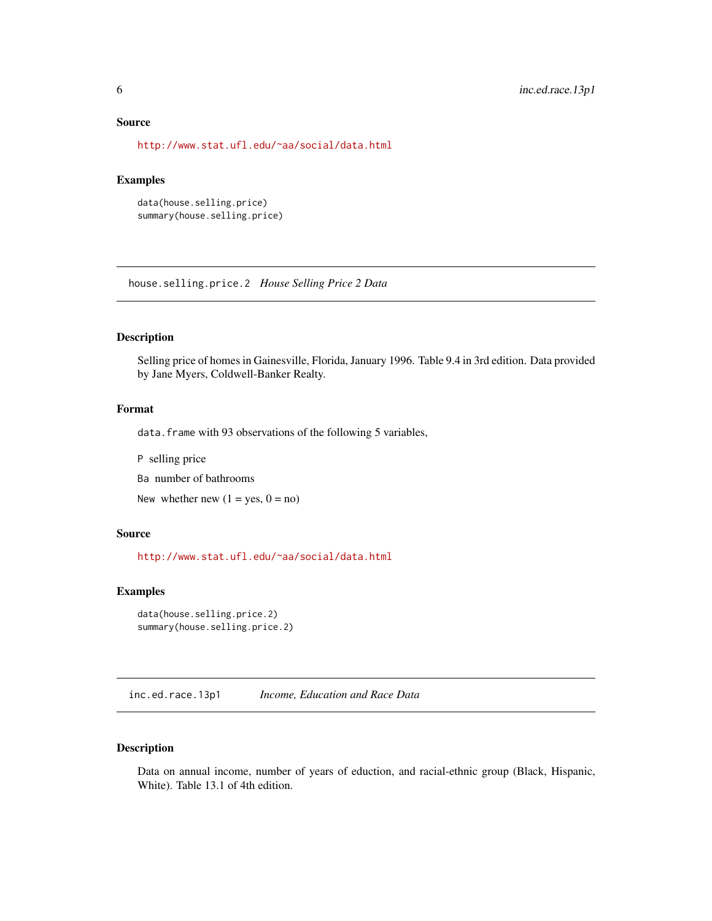### Source

http://www.stat.ufl.edu/~aa/social/data.html

### Examples

```
data(house.selling.price)
summary(house.selling.price)
```

---

## house.selling.price.2 *House Selling Price 2 Data*

---

### Description

Selling price of homes in Gainesville, Florida, January 1996. Table 9.4 in 3rd edition. Data provided by Jane Myers, Coldwell-Banker Realty.

### Format

`data.frame` with 93 observations of the following 5 variables,

`P` selling price

`Ba` number of bathrooms

`New` whether new (1 = yes, 0 = no)

### Source

http://www.stat.ufl.edu/~aa/social/data.html

### Examples

```
data(house.selling.price.2)
summary(house.selling.price.2)
```

---

## inc.ed.race.13p1 *Income, Education and Race Data*

---

### Description

Data on annual income, number of years of eduction, and racial-ethnic group (Black, Hispanic, White). Table 13.1 of 4th edition.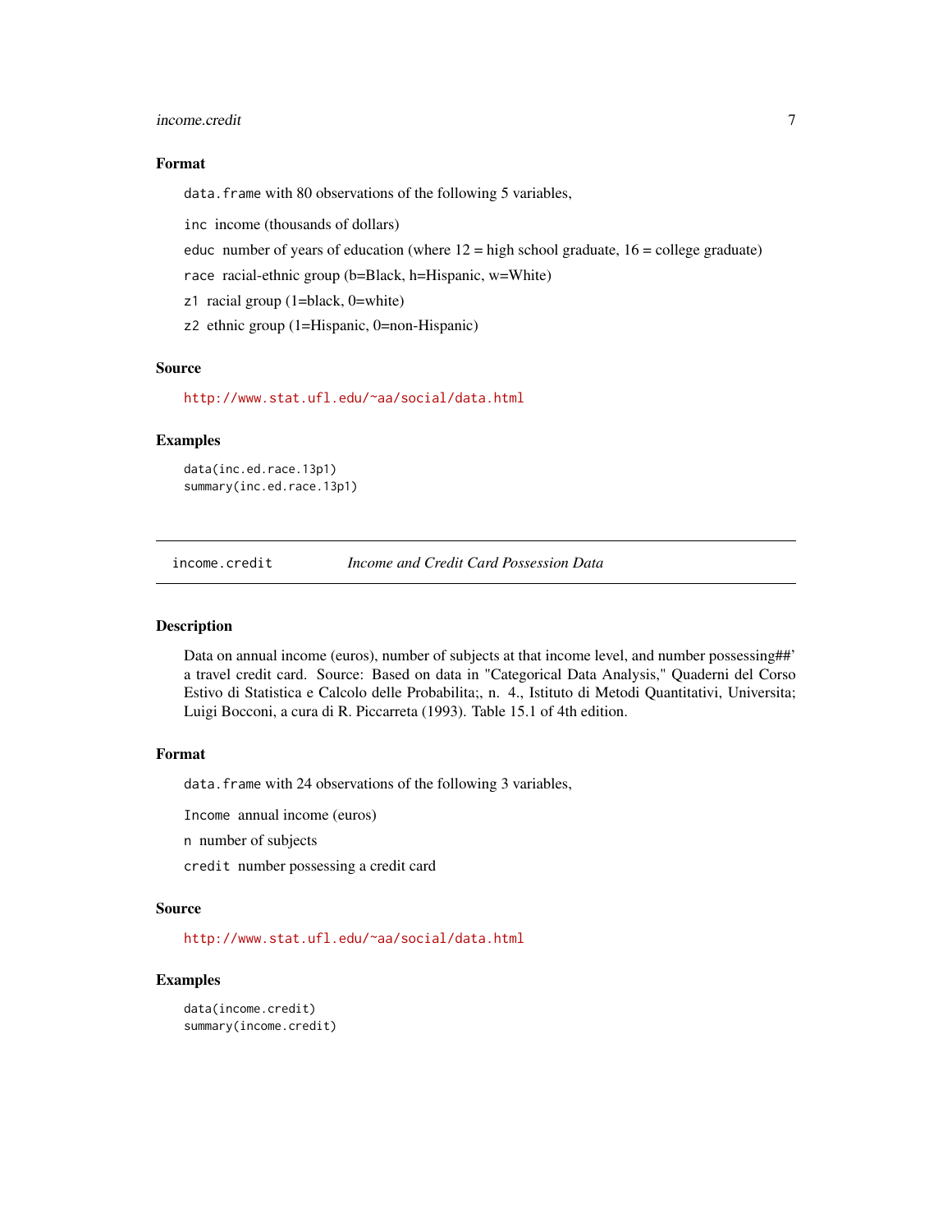### Format

data.frame with 80 observations of the following 5 variables,

`inc` income (thousands of dollars)

`educ` number of years of education (where 12 = high school graduate, 16 = college graduate)

`race` racial-ethnic group (b=Black, h=Hispanic, w=White)

`z1` racial group (1=black, 0=white)

`z2` ethnic group (1=Hispanic, 0=non-Hispanic)

### Source

http://www.stat.ufl.edu/~aa/social/data.html

### Examples

```
data(inc.ed.race.13p1)
summary(inc.ed.race.13p1)
```

## income.credit *Income and Credit Card Possession Data*

### Description

Data on annual income (euros), number of subjects at that income level, and number possessing##' a travel credit card. Source: Based on data in "Categorical Data Analysis," Quaderni del Corso Estivo di Statistica e Calcolo delle Probabilita;, n. 4., Istituto di Metodi Quantitativi, Universita; Luigi Bocconi, a cura di R. Piccarreta (1993). Table 15.1 of 4th edition.

### Format

data.frame with 24 observations of the following 3 variables,

`Income` annual income (euros)

`n` number of subjects

`credit` number possessing a credit card

### Source

http://www.stat.ufl.edu/~aa/social/data.html

### Examples

```
data(income.credit)
summary(income.credit)
```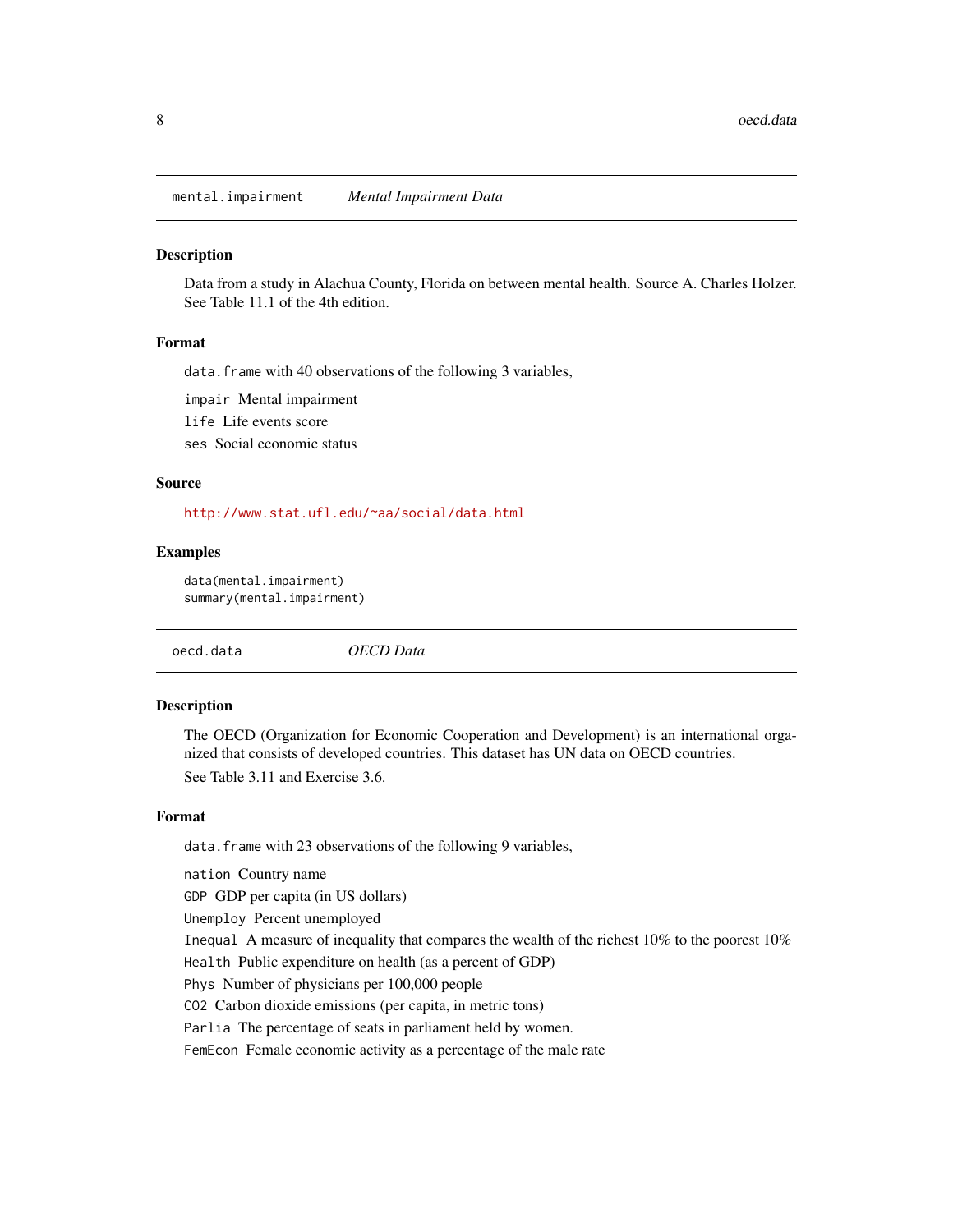## mental.impairment *Mental Impairment Data*

### Description

Data from a study in Alachua County, Florida on between mental health. Source A. Charles Holzer. See Table 11.1 of the 4th edition.

### Format

`data.frame` with 40 observations of the following 3 variables,

`impair` Mental impairment

`life` Life events score

`ses` Social economic status

### Source

http://www.stat.ufl.edu/~aa/social/data.html

### Examples

```
data(mental.impairment)
summary(mental.impairment)
```

## oecd.data *OECD Data*

### Description

The OECD (Organization for Economic Cooperation and Development) is an international organized that consists of developed countries. This dataset has UN data on OECD countries.

See Table 3.11 and Exercise 3.6.

### Format

`data.frame` with 23 observations of the following 9 variables,

`nation` Country name

`GDP` GDP per capita (in US dollars)

`Unemploy` Percent unemployed

`Inequal` A measure of inequality that compares the wealth of the richest 10% to the poorest 10%

`Health` Public expenditure on health (as a percent of GDP)

`Phys` Number of physicians per 100,000 people

`CO2` Carbon dioxide emissions (per capita, in metric tons)

`Parlia` The percentage of seats in parliament held by women.

`FemEcon` Female economic activity as a percentage of the male rate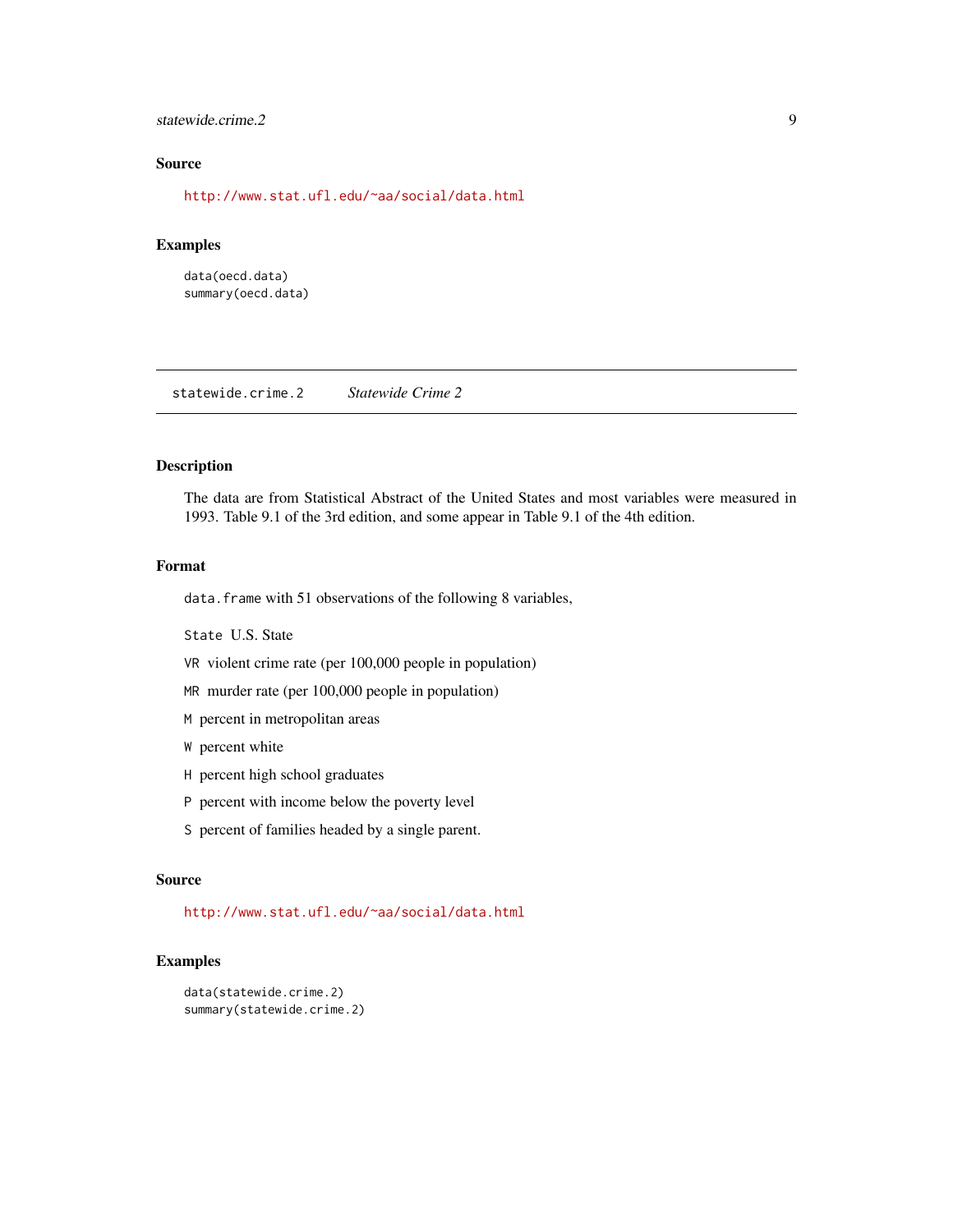### Source

http://www.stat.ufl.edu/~aa/social/data.html

### Examples

```
data(oecd.data)
summary(oecd.data)
```

---

## statewide.crime.2 *Statewide Crime 2*

---

### Description

The data are from Statistical Abstract of the United States and most variables were measured in 1993. Table 9.1 of the 3rd edition, and some appear in Table 9.1 of the 4th edition.

### Format

`data.frame` with 51 observations of the following 8 variables,

`State` U.S. State

`VR` violent crime rate (per 100,000 people in population)

`MR` murder rate (per 100,000 people in population)

`M` percent in metropolitan areas

`W` percent white

`H` percent high school graduates

`P` percent with income below the poverty level

`S` percent of families headed by a single parent.

### Source

http://www.stat.ufl.edu/~aa/social/data.html

### Examples

```
data(statewide.crime.2)
summary(statewide.crime.2)
```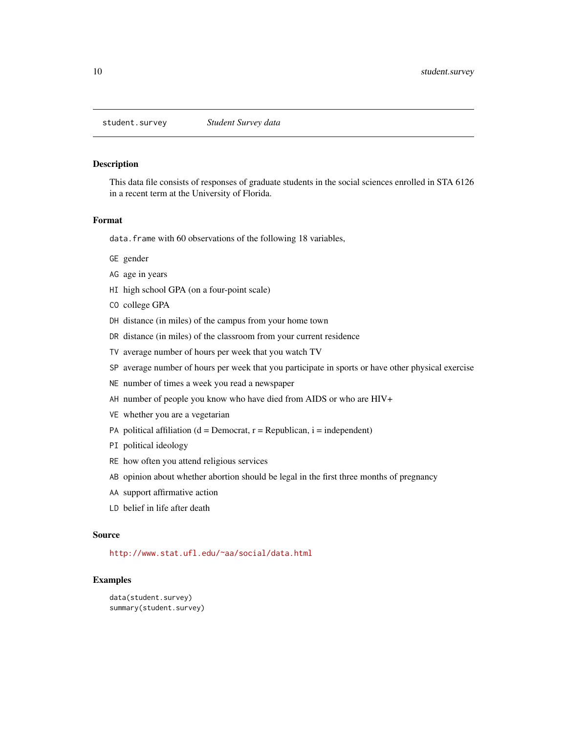`student.survey` *Student Survey data*

## Description

This data file consists of responses of graduate students in the social sciences enrolled in STA 6126 in a recent term at the University of Florida.

## Format

`data.frame` with 60 observations of the following 18 variables,

- `GE` gender
- `AG` age in years
- `HI` high school GPA (on a four-point scale)
- `CO` college GPA
- `DH` distance (in miles) of the campus from your home town
- `DR` distance (in miles) of the classroom from your current residence
- `TV` average number of hours per week that you watch TV
- `SP` average number of hours per week that you participate in sports or have other physical exercise
- `NE` number of times a week you read a newspaper
- `AH` number of people you know who have died from AIDS or who are HIV+
- `VE` whether you are a vegetarian
- `PA` political affiliation (d = Democrat, r = Republican, i = independent)
- `PI` political ideology
- `RE` how often you attend religious services
- `AB` opinion about whether abortion should be legal in the first three months of pregnancy
- `AA` support affirmative action
- `LD` belief in life after death

## Source

http://www.stat.ufl.edu/~aa/social/data.html

## Examples

```
data(student.survey)
summary(student.survey)
```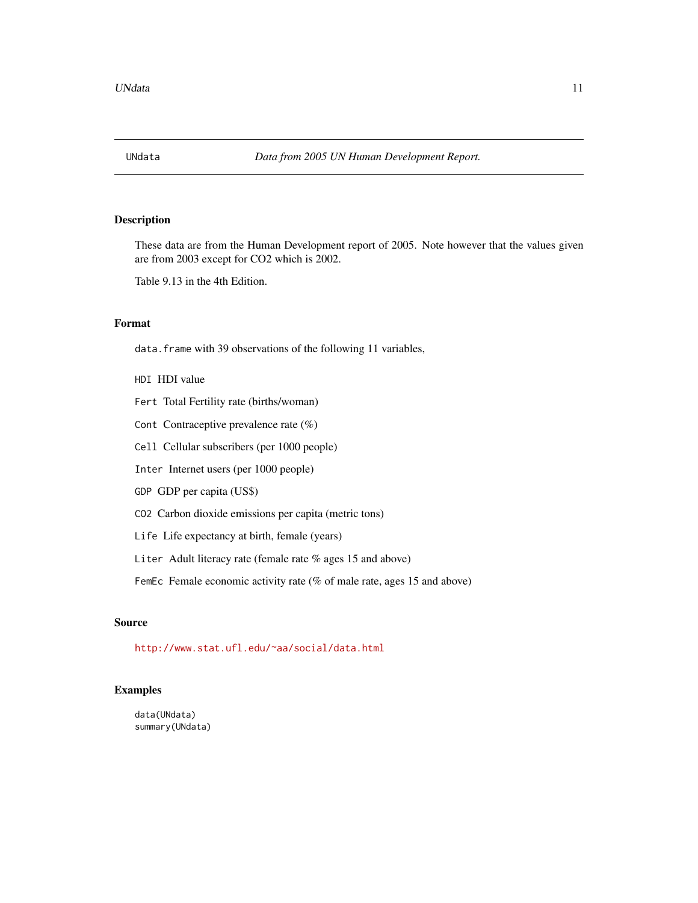# UNdata — *Data from 2005 UN Human Development Report.*

## Description

These data are from the Human Development report of 2005. Note however that the values given are from 2003 except for CO2 which is 2002.

Table 9.13 in the 4th Edition.

## Format

`data.frame` with 39 observations of the following 11 variables,

- `HDI` HDI value
- `Fert` Total Fertility rate (births/woman)
- `Cont` Contraceptive prevalence rate (%)
- `Cell` Cellular subscribers (per 1000 people)
- `Inter` Internet users (per 1000 people)
- `GDP` GDP per capita (US$)
- `CO2` Carbon dioxide emissions per capita (metric tons)
- `Life` Life expectancy at birth, female (years)
- `Liter` Adult literacy rate (female rate % ages 15 and above)
- `FemEc` Female economic activity rate (% of male rate, ages 15 and above)

## Source

http://www.stat.ufl.edu/~aa/social/data.html

## Examples

```
data(UNdata)
summary(UNdata)
```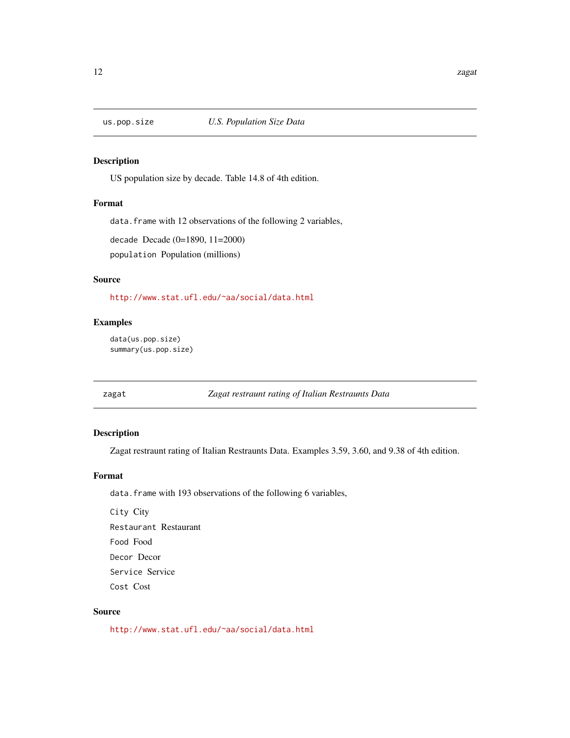## us.pop.size — *U.S. Population Size Data*

### Description

US population size by decade. Table 14.8 of 4th edition.

### Format

`data.frame` with 12 observations of the following 2 variables,

`decade` Decade (0=1890, 11=2000)

`population` Population (millions)

### Source

http://www.stat.ufl.edu/~aa/social/data.html

### Examples

```
data(us.pop.size)
summary(us.pop.size)
```

## zagat — *Zagat restraunt rating of Italian Restraunts Data*

### Description

Zagat restraunt rating of Italian Restraunts Data. Examples 3.59, 3.60, and 9.38 of 4th edition.

### Format

`data.frame` with 193 observations of the following 6 variables,

`City` City

`Restaurant` Restaurant

`Food` Food

`Decor` Decor

`Service` Service

`Cost` Cost

### Source

http://www.stat.ufl.edu/~aa/social/data.html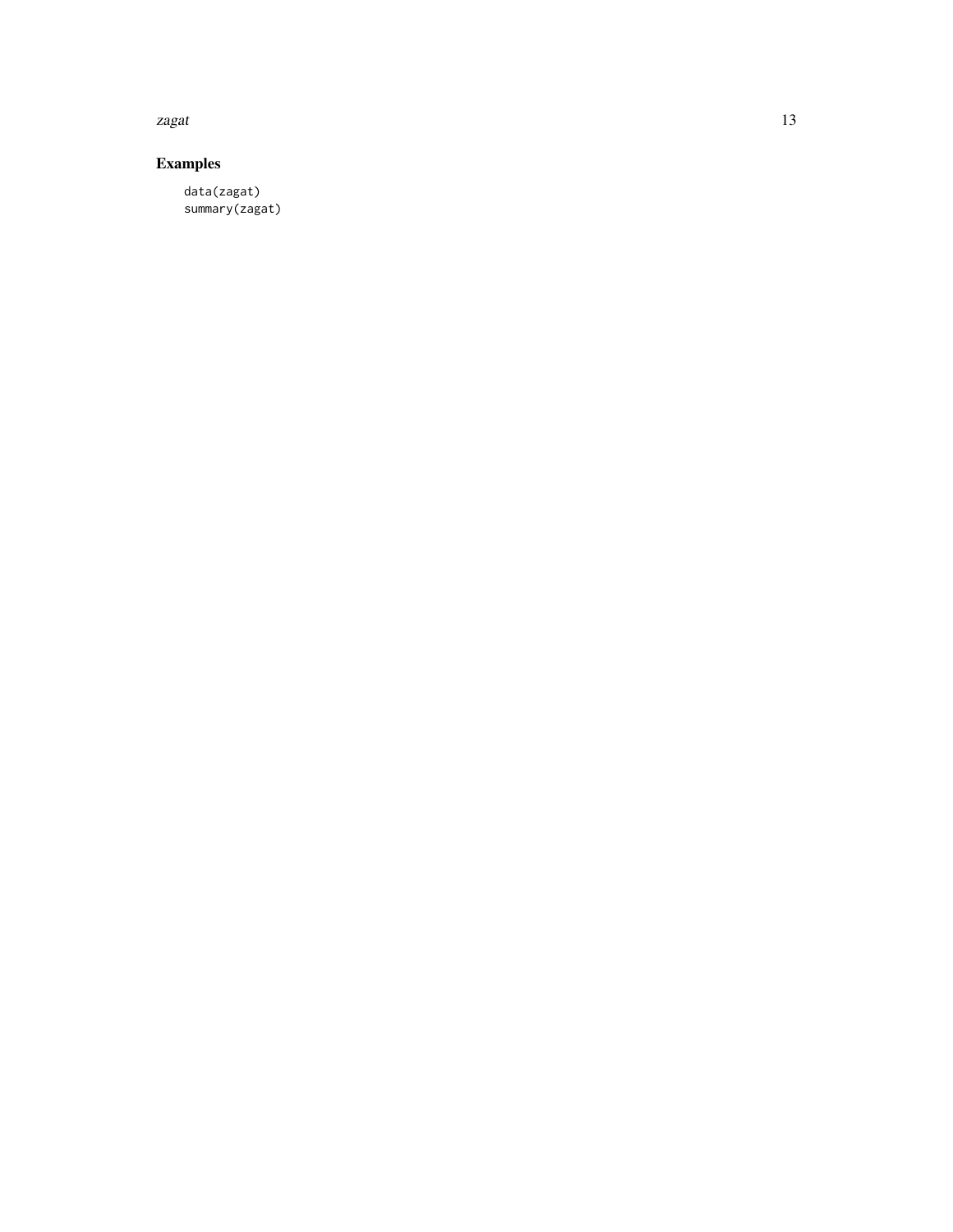## Examples

```
data(zagat)
summary(zagat)
```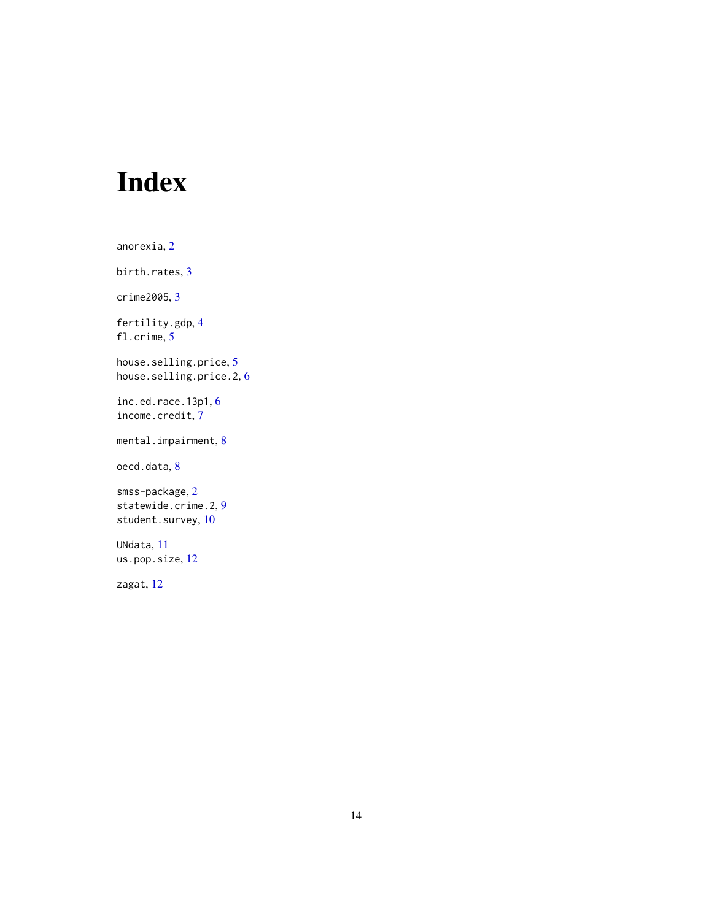# Index

anorexia, 2

birth.rates, 3

crime2005, 3

fertility.gdp, 4
fl.crime, 5

house.selling.price, 5
house.selling.price.2, 6

inc.ed.race.13p1, 6
income.credit, 7

mental.impairment, 8

oecd.data, 8

smss-package, 2
statewide.crime.2, 9
student.survey, 10

UNdata, 11
us.pop.size, 12

zagat, 12